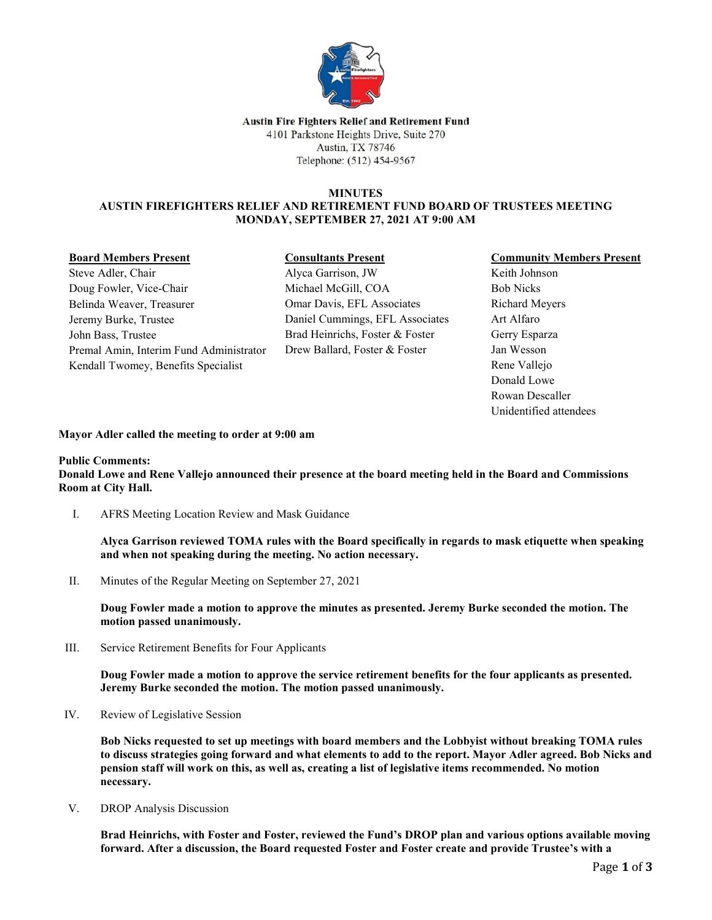**Austin Fire Fighters Relief and Retirement Fund**
4101 Parkstone Heights Drive, Suite 270
Austin, TX 78746
Telephone: (512) 454-9567

# MINUTES
## AUSTIN FIREFIGHTERS RELIEF AND RETIREMENT FUND BOARD OF TRUSTEES MEETING
### MONDAY, SEPTEMBER 27, 2021 AT 9:00 AM

**Board Members Present**
Steve Adler, Chair
Doug Fowler, Vice-Chair
Belinda Weaver, Treasurer
Jeremy Burke, Trustee
John Bass, Trustee
Premal Amin, Interim Fund Administrator
Kendall Twomey, Benefits Specialist

**Consultants Present**
Alyca Garrison, JW
Michael McGill, COA
Omar Davis, EFL Associates
Daniel Cummings, EFL Associates
Brad Heinrichs, Foster & Foster
Drew Ballard, Foster & Foster

**Community Members Present**
Keith Johnson
Bob Nicks
Richard Meyers
Art Alfaro
Gerry Esparza
Jan Wesson
Rene Vallejo
Donald Lowe
Rowan Descaller
Unidentified attendees

**Mayor Adler called the meeting to order at 9:00 am**

**Public Comments:**
**Donald Lowe and Rene Vallejo announced their presence at the board meeting held in the Board and Commissions Room at City Hall.**

I. AFRS Meeting Location Review and Mask Guidance

**Alyca Garrison reviewed TOMA rules with the Board specifically in regards to mask etiquette when speaking and when not speaking during the meeting. No action necessary.**

II. Minutes of the Regular Meeting on September 27, 2021

**Doug Fowler made a motion to approve the minutes as presented. Jeremy Burke seconded the motion. The motion passed unanimously.**

III. Service Retirement Benefits for Four Applicants

**Doug Fowler made a motion to approve the service retirement benefits for the four applicants as presented. Jeremy Burke seconded the motion. The motion passed unanimously.**

IV. Review of Legislative Session

**Bob Nicks requested to set up meetings with board members and the Lobbyist without breaking TOMA rules to discuss strategies going forward and what elements to add to the report. Mayor Adler agreed. Bob Nicks and pension staff will work on this, as well as, creating a list of legislative items recommended. No motion necessary.**

V. DROP Analysis Discussion

**Brad Heinrichs, with Foster and Foster, reviewed the Fund's DROP plan and various options available moving forward. After a discussion, the Board requested Foster and Foster create and provide Trustee's with a**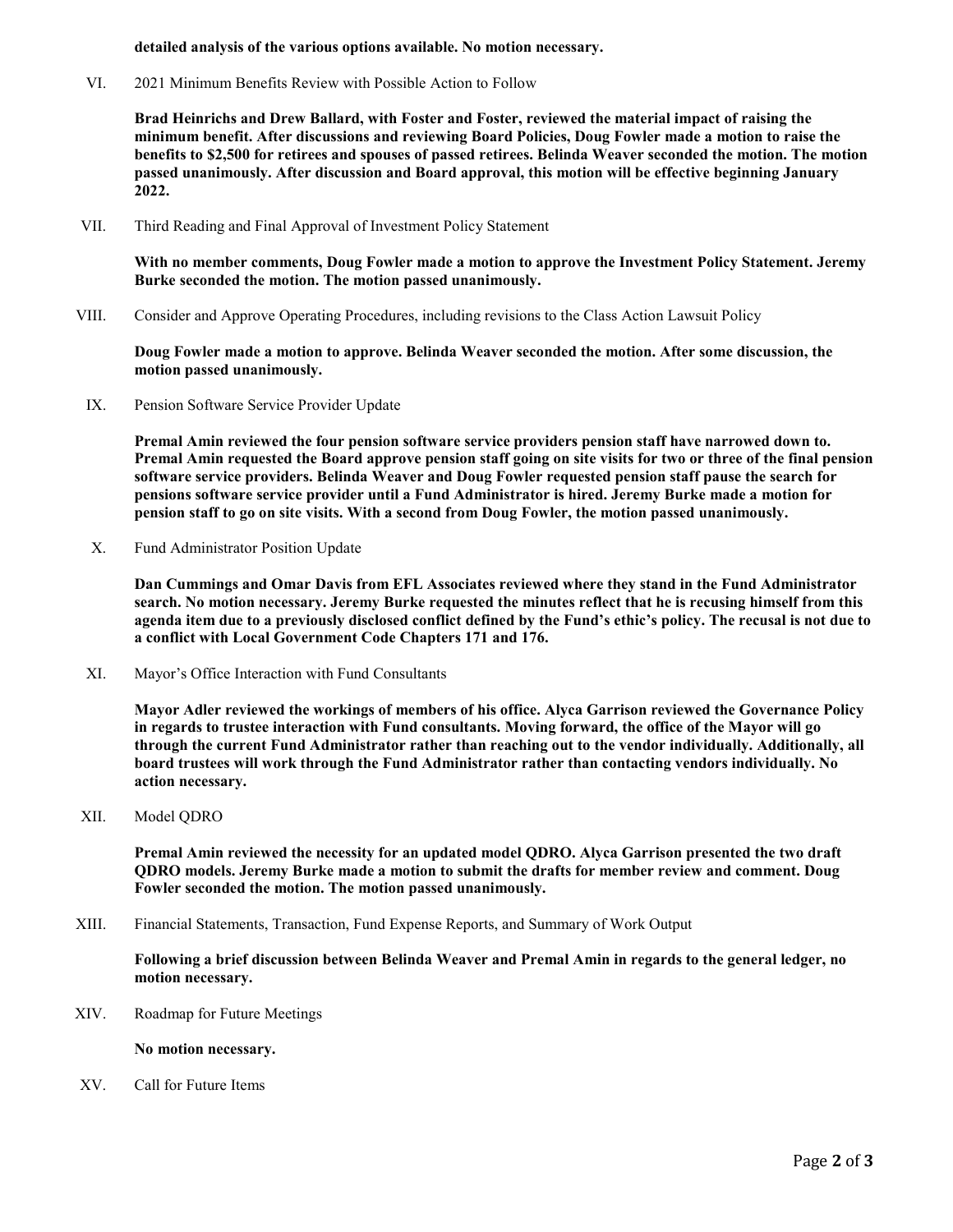**detailed analysis of the various options available. No motion necessary.**

VI. 2021 Minimum Benefits Review with Possible Action to Follow

**Brad Heinrichs and Drew Ballard, with Foster and Foster, reviewed the material impact of raising the minimum benefit. After discussions and reviewing Board Policies, Doug Fowler made a motion to raise the benefits to $2,500 for retirees and spouses of passed retirees. Belinda Weaver seconded the motion. The motion passed unanimously. After discussion and Board approval, this motion will be effective beginning January 2022.**

VII. Third Reading and Final Approval of Investment Policy Statement

**With no member comments, Doug Fowler made a motion to approve the Investment Policy Statement. Jeremy Burke seconded the motion. The motion passed unanimously.**

VIII. Consider and Approve Operating Procedures, including revisions to the Class Action Lawsuit Policy

**Doug Fowler made a motion to approve. Belinda Weaver seconded the motion. After some discussion, the motion passed unanimously.**

IX. Pension Software Service Provider Update

**Premal Amin reviewed the four pension software service providers pension staff have narrowed down to. Premal Amin requested the Board approve pension staff going on site visits for two or three of the final pension software service providers. Belinda Weaver and Doug Fowler requested pension staff pause the search for pensions software service provider until a Fund Administrator is hired. Jeremy Burke made a motion for pension staff to go on site visits. With a second from Doug Fowler, the motion passed unanimously.**

X. Fund Administrator Position Update

**Dan Cummings and Omar Davis from EFL Associates reviewed where they stand in the Fund Administrator search. No motion necessary. Jeremy Burke requested the minutes reflect that he is recusing himself from this agenda item due to a previously disclosed conflict defined by the Fund's ethic's policy. The recusal is not due to a conflict with Local Government Code Chapters 171 and 176.**

XI. Mayor's Office Interaction with Fund Consultants

**Mayor Adler reviewed the workings of members of his office. Alyca Garrison reviewed the Governance Policy in regards to trustee interaction with Fund consultants. Moving forward, the office of the Mayor will go through the current Fund Administrator rather than reaching out to the vendor individually. Additionally, all board trustees will work through the Fund Administrator rather than contacting vendors individually. No action necessary.**

XII. Model QDRO

**Premal Amin reviewed the necessity for an updated model QDRO. Alyca Garrison presented the two draft QDRO models. Jeremy Burke made a motion to submit the drafts for member review and comment. Doug Fowler seconded the motion. The motion passed unanimously.**

XIII. Financial Statements, Transaction, Fund Expense Reports, and Summary of Work Output

**Following a brief discussion between Belinda Weaver and Premal Amin in regards to the general ledger, no motion necessary.**

XIV. Roadmap for Future Meetings

**No motion necessary.**

XV. Call for Future Items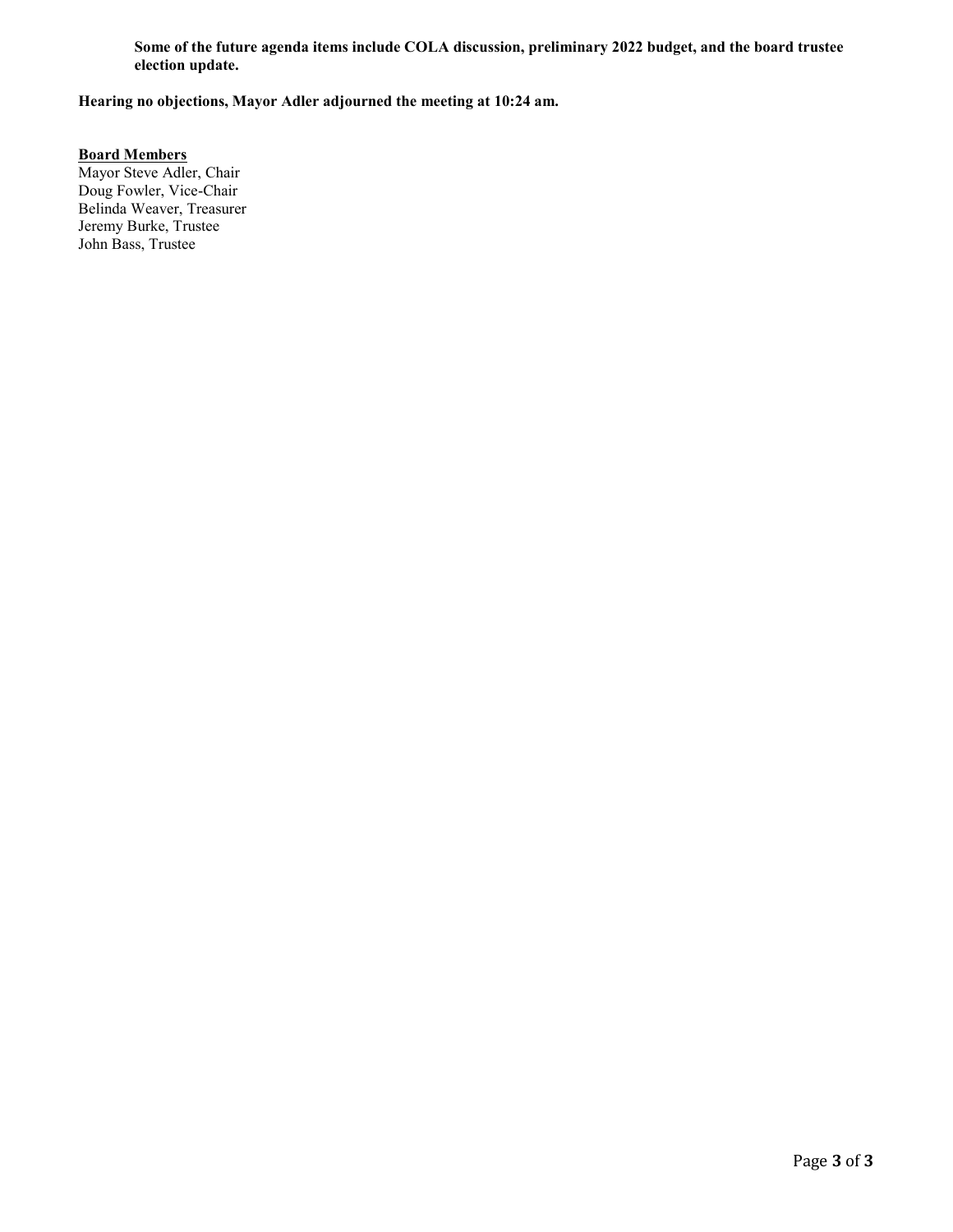**Some of the future agenda items include COLA discussion, preliminary 2022 budget, and the board trustee election update.**

**Hearing no objections, Mayor Adler adjourned the meeting at 10:24 am.**

**Board Members**

Mayor Steve Adler, Chair
Doug Fowler, Vice-Chair
Belinda Weaver, Treasurer
Jeremy Burke, Trustee
John Bass, Trustee